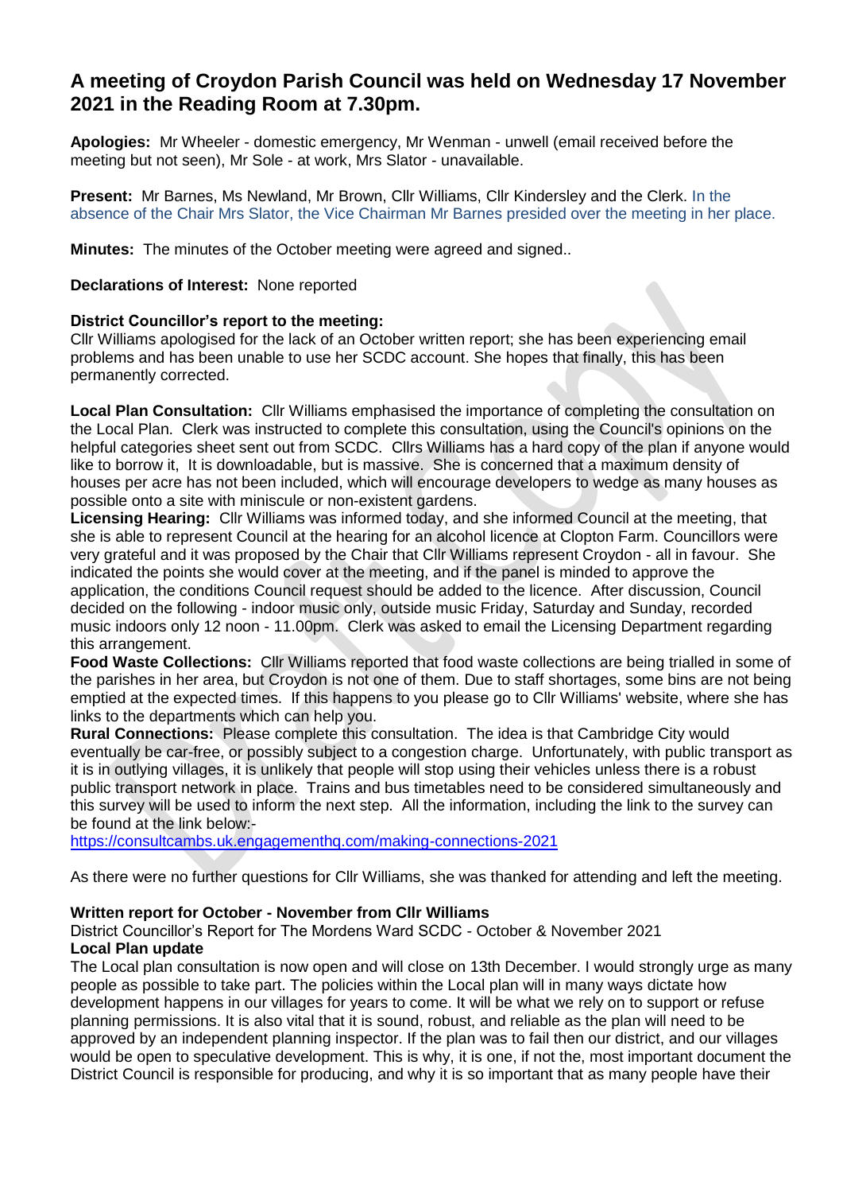# A meeting of Croydon Parish Council was held on Wednesday 17 November 2021 in the Reading Room at 7.30pm.

**Apologies:** Mr Wheeler - domestic emergency, Mr Wenman - unwell (email received before the meeting but not seen), Mr Sole - at work, Mrs Slator - unavailable.

**Present:** Mr Barnes, Ms Newland, Mr Brown, Cllr Williams, Cllr Kindersley and the Clerk. In the absence of the Chair Mrs Slator, the Vice Chairman Mr Barnes presided over the meeting in her place.

**Minutes:** The minutes of the October meeting were agreed and signed..

**Declarations of Interest:** None reported

**District Councillor's report to the meeting:**
Cllr Williams apologised for the lack of an October written report; she has been experiencing email problems and has been unable to use her SCDC account. She hopes that finally, this has been permanently corrected.

**Local Plan Consultation:** Cllr Williams emphasised the importance of completing the consultation on the Local Plan. Clerk was instructed to complete this consultation, using the Council's opinions on the helpful categories sheet sent out from SCDC. Cllrs Williams has a hard copy of the plan if anyone would like to borrow it, It is downloadable, but is massive. She is concerned that a maximum density of houses per acre has not been included, which will encourage developers to wedge as many houses as possible onto a site with miniscule or non-existent gardens.

**Licensing Hearing:** Cllr Williams was informed today, and she informed Council at the meeting, that she is able to represent Council at the hearing for an alcohol licence at Clopton Farm. Councillors were very grateful and it was proposed by the Chair that Cllr Williams represent Croydon - all in favour. She indicated the points she would cover at the meeting, and if the panel is minded to approve the application, the conditions Council request should be added to the licence. After discussion, Council decided on the following - indoor music only, outside music Friday, Saturday and Sunday, recorded music indoors only 12 noon - 11.00pm. Clerk was asked to email the Licensing Department regarding this arrangement.

**Food Waste Collections:** Cllr Williams reported that food waste collections are being trialled in some of the parishes in her area, but Croydon is not one of them. Due to staff shortages, some bins are not being emptied at the expected times. If this happens to you please go to Cllr Williams' website, where she has links to the departments which can help you.

**Rural Connections:** Please complete this consultation. The idea is that Cambridge City would eventually be car-free, or possibly subject to a congestion charge. Unfortunately, with public transport as it is in outlying villages, it is unlikely that people will stop using their vehicles unless there is a robust public transport network in place. Trains and bus timetables need to be considered simultaneously and this survey will be used to inform the next step. All the information, including the link to the survey can be found at the link below:-
https://consultcambs.uk.engagementhq.com/making-connections-2021

As there were no further questions for Cllr Williams, she was thanked for attending and left the meeting.

**Written report for October - November from Cllr Williams**
District Councillor's Report for The Mordens Ward SCDC - October & November 2021
**Local Plan update**
The Local plan consultation is now open and will close on 13th December. I would strongly urge as many people as possible to take part. The policies within the Local plan will in many ways dictate how development happens in our villages for years to come. It will be what we rely on to support or refuse planning permissions. It is also vital that it is sound, robust, and reliable as the plan will need to be approved by an independent planning inspector. If the plan was to fail then our district, and our villages would be open to speculative development. This is why, it is one, if not the, most important document the District Council is responsible for producing, and why it is so important that as many people have their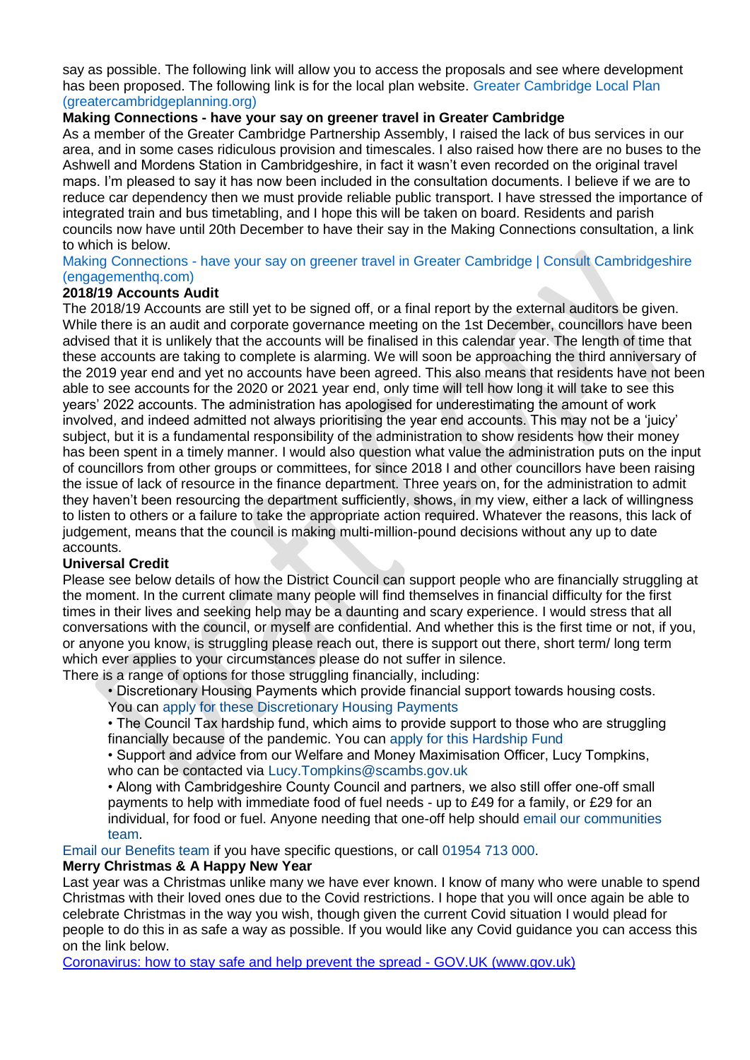say as possible. The following link will allow you to access the proposals and see where development has been proposed. The following link is for the local plan website. Greater Cambridge Local Plan (greatercambridgeplanning.org)

**Making Connections - have your say on greener travel in Greater Cambridge**

As a member of the Greater Cambridge Partnership Assembly, I raised the lack of bus services in our area, and in some cases ridiculous provision and timescales. I also raised how there are no buses to the Ashwell and Mordens Station in Cambridgeshire, in fact it wasn't even recorded on the original travel maps. I'm pleased to say it has now been included in the consultation documents. I believe if we are to reduce car dependency then we must provide reliable public transport. I have stressed the importance of integrated train and bus timetabling, and I hope this will be taken on board. Residents and parish councils now have until 20th December to have their say in the Making Connections consultation, a link to which is below.

Making Connections - have your say on greener travel in Greater Cambridge | Consult Cambridgeshire (engagementhq.com)

**2018/19 Accounts Audit**

The 2018/19 Accounts are still yet to be signed off, or a final report by the external auditors be given. While there is an audit and corporate governance meeting on the 1st December, councillors have been advised that it is unlikely that the accounts will be finalised in this calendar year. The length of time that these accounts are taking to complete is alarming. We will soon be approaching the third anniversary of the 2019 year end and yet no accounts have been agreed. This also means that residents have not been able to see accounts for the 2020 or 2021 year end, only time will tell how long it will take to see this years' 2022 accounts. The administration has apologised for underestimating the amount of work involved, and indeed admitted not always prioritising the year end accounts. This may not be a 'juicy' subject, but it is a fundamental responsibility of the administration to show residents how their money has been spent in a timely manner. I would also question what value the administration puts on the input of councillors from other groups or committees, for since 2018 I and other councillors have been raising the issue of lack of resource in the finance department. Three years on, for the administration to admit they haven't been resourcing the department sufficiently, shows, in my view, either a lack of willingness to listen to others or a failure to take the appropriate action required. Whatever the reasons, this lack of judgement, means that the council is making multi-million-pound decisions without any up to date accounts.

**Universal Credit**

Please see below details of how the District Council can support people who are financially struggling at the moment. In the current climate many people will find themselves in financial difficulty for the first times in their lives and seeking help may be a daunting and scary experience. I would stress that all conversations with the council, or myself are confidential. And whether this is the first time or not, if you, or anyone you know, is struggling please reach out, there is support out there, short term/ long term which ever applies to your circumstances please do not suffer in silence.

There is a range of options for those struggling financially, including:

- Discretionary Housing Payments which provide financial support towards housing costs. You can apply for these Discretionary Housing Payments
- The Council Tax hardship fund, which aims to provide support to those who are struggling financially because of the pandemic. You can apply for this Hardship Fund
- Support and advice from our Welfare and Money Maximisation Officer, Lucy Tompkins, who can be contacted via Lucy.Tompkins@scambs.gov.uk
- Along with Cambridgeshire County Council and partners, we also still offer one-off small payments to help with immediate food of fuel needs - up to £49 for a family, or £29 for an individual, for food or fuel. Anyone needing that one-off help should email our communities team.

Email our Benefits team if you have specific questions, or call 01954 713 000.

**Merry Christmas & A Happy New Year**

Last year was a Christmas unlike many we have ever known. I know of many who were unable to spend Christmas with their loved ones due to the Covid restrictions. I hope that you will once again be able to celebrate Christmas in the way you wish, though given the current Covid situation I would plead for people to do this in as safe a way as possible. If you would like any Covid guidance you can access this on the link below.

Coronavirus: how to stay safe and help prevent the spread - GOV.UK (www.gov.uk)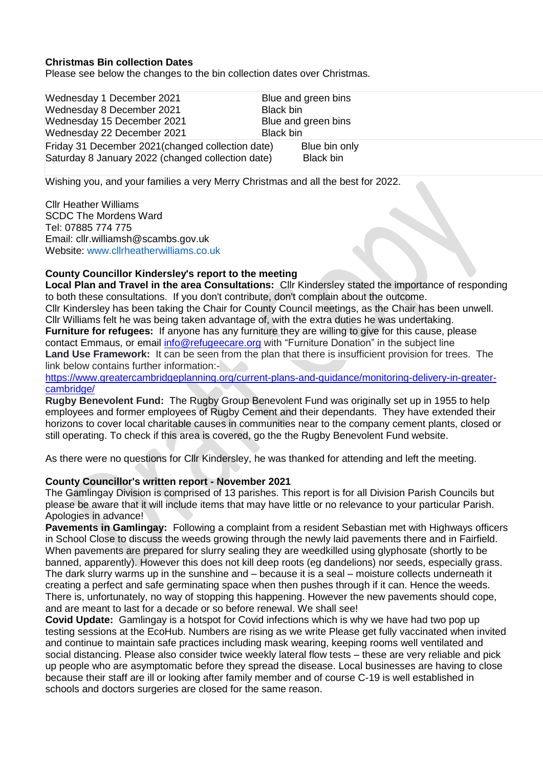**Christmas Bin collection Dates**
Please see below the changes to the bin collection dates over Christmas.

| | |
|---|---|
| Wednesday 1 December 2021 | Blue and green bins |
| Wednesday 8 December 2021 | Black bin |
| Wednesday 15 December 2021 | Blue and green bins |
| Wednesday 22 December 2021 | Black bin |
| Friday 31 December 2021(changed collection date) | Blue bin only |
| Saturday 8 January 2022 (changed collection date) | Black bin |

Wishing you, and your families a very Merry Christmas and all the best for 2022.

Cllr Heather Williams
SCDC The Mordens Ward
Tel: 07885 774 775
Email: cllr.williamsh@scambs.gov.uk
Website: www.cllrheatherwilliams.co.uk

**County Councillor Kindersley's report to the meeting**
**Local Plan and Travel in the area Consultations:** Cllr Kindersley stated the importance of responding to both these consultations. If you don't contribute, don't complain about the outcome.
Cllr Kindersley has been taking the Chair for County Council meetings, as the Chair has been unwell. Cllr Williams felt he was being taken advantage of, with the extra duties he was undertaking.
**Furniture for refugees:** If anyone has any furniture they are willing to give for this cause, please contact Emmaus, or email info@refugeecare.org with "Furniture Donation" in the subject line
**Land Use Framework:** It can be seen from the plan that there is insufficient provision for trees. The link below contains further information:-
https://www.greatercambridgeplanning.org/current-plans-and-guidance/monitoring-delivery-in-greater-cambridge/
**Rugby Benevolent Fund:** The Rugby Group Benevolent Fund was originally set up in 1955 to help employees and former employees of Rugby Cement and their dependants. They have extended their horizons to cover local charitable causes in communities near to the company cement plants, closed or still operating. To check if this area is covered, go the the Rugby Benevolent Fund website.

As there were no questions for Cllr Kindersley, he was thanked for attending and left the meeting.

**County Councillor's written report - November 2021**
The Gamlingay Division is comprised of 13 parishes. This report is for all Division Parish Councils but please be aware that it will include items that may have little or no relevance to your particular Parish. Apologies in advance!
**Pavements in Gamlingay:** Following a complaint from a resident Sebastian met with Highways officers in School Close to discuss the weeds growing through the newly laid pavements there and in Fairfield. When pavements are prepared for slurry sealing they are weedkilled using glyphosate (shortly to be banned, apparently). However this does not kill deep roots (eg dandelions) nor seeds, especially grass. The dark slurry warms up in the sunshine and – because it is a seal – moisture collects underneath it creating a perfect and safe germinating space when then pushes through if it can. Hence the weeds. There is, unfortunately, no way of stopping this happening. However the new pavements should cope, and are meant to last for a decade or so before renewal. We shall see!
**Covid Update:** Gamlingay is a hotspot for Covid infections which is why we have had two pop up testing sessions at the EcoHub. Numbers are rising as we write Please get fully vaccinated when invited and continue to maintain safe practices including mask wearing, keeping rooms well ventilated and social distancing. Please also consider twice weekly lateral flow tests – these are very reliable and pick up people who are asymptomatic before they spread the disease. Local businesses are having to close because their staff are ill or looking after family member and of course C-19 is well established in schools and doctors surgeries are closed for the same reason.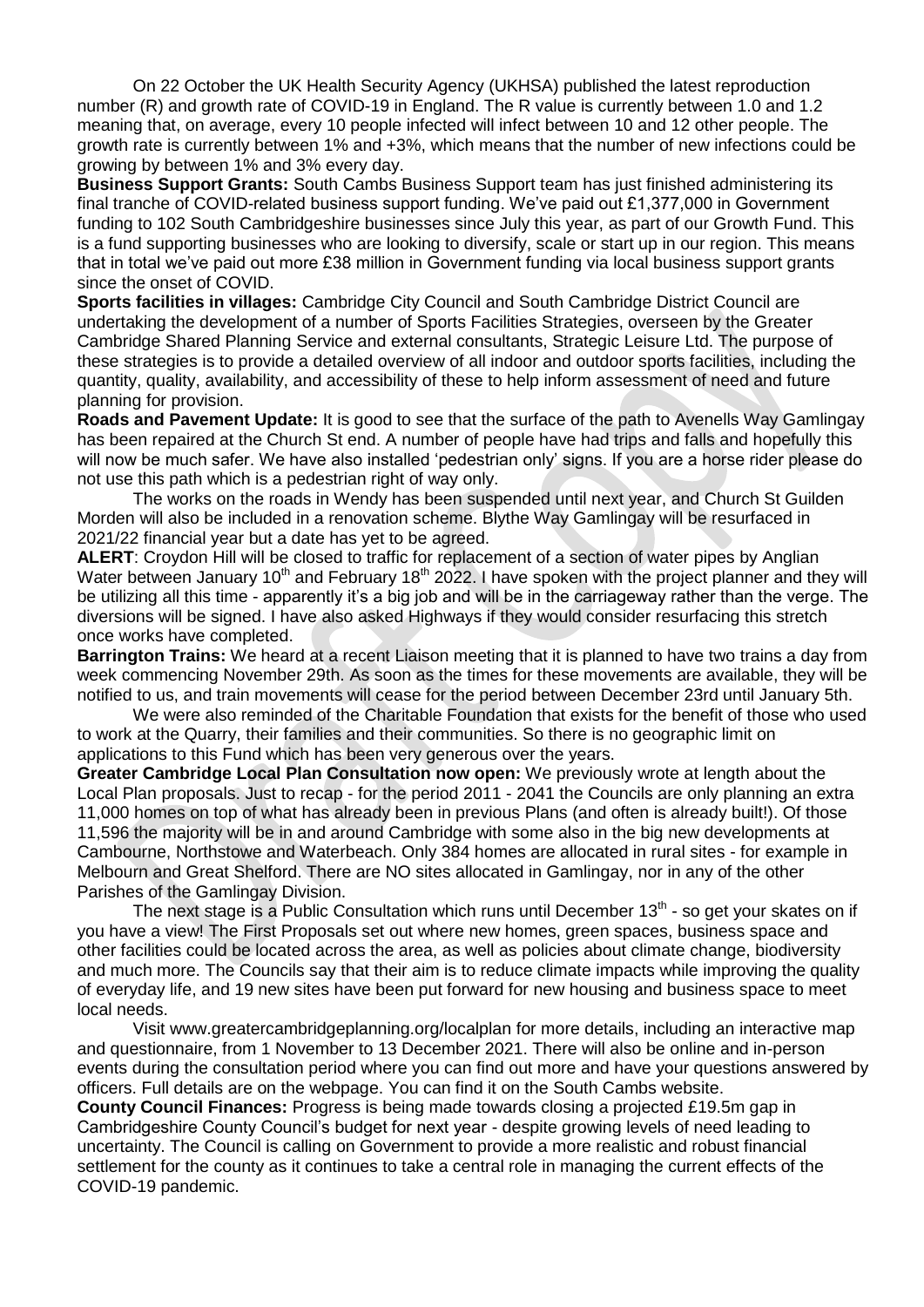On 22 October the UK Health Security Agency (UKHSA) published the latest reproduction number (R) and growth rate of COVID-19 in England. The R value is currently between 1.0 and 1.2 meaning that, on average, every 10 people infected will infect between 10 and 12 other people. The growth rate is currently between 1% and +3%, which means that the number of new infections could be growing by between 1% and 3% every day.

**Business Support Grants:** South Cambs Business Support team has just finished administering its final tranche of COVID-related business support funding. We've paid out £1,377,000 in Government funding to 102 South Cambridgeshire businesses since July this year, as part of our Growth Fund. This is a fund supporting businesses who are looking to diversify, scale or start up in our region. This means that in total we've paid out more £38 million in Government funding via local business support grants since the onset of COVID.

**Sports facilities in villages:** Cambridge City Council and South Cambridge District Council are undertaking the development of a number of Sports Facilities Strategies, overseen by the Greater Cambridge Shared Planning Service and external consultants, Strategic Leisure Ltd. The purpose of these strategies is to provide a detailed overview of all indoor and outdoor sports facilities, including the quantity, quality, availability, and accessibility of these to help inform assessment of need and future planning for provision.

**Roads and Pavement Update:** It is good to see that the surface of the path to Avenells Way Gamlingay has been repaired at the Church St end. A number of people have had trips and falls and hopefully this will now be much safer. We have also installed 'pedestrian only' signs. If you are a horse rider please do not use this path which is a pedestrian right of way only.

The works on the roads in Wendy has been suspended until next year, and Church St Guilden Morden will also be included in a renovation scheme. Blythe Way Gamlingay will be resurfaced in 2021/22 financial year but a date has yet to be agreed.

**ALERT**: Croydon Hill will be closed to traffic for replacement of a section of water pipes by Anglian Water between January 10th and February 18th 2022. I have spoken with the project planner and they will be utilizing all this time - apparently it's a big job and will be in the carriageway rather than the verge. The diversions will be signed. I have also asked Highways if they would consider resurfacing this stretch once works have completed.

**Barrington Trains:** We heard at a recent Liaison meeting that it is planned to have two trains a day from week commencing November 29th. As soon as the times for these movements are available, they will be notified to us, and train movements will cease for the period between December 23rd until January 5th.

We were also reminded of the Charitable Foundation that exists for the benefit of those who used to work at the Quarry, their families and their communities. So there is no geographic limit on applications to this Fund which has been very generous over the years.

**Greater Cambridge Local Plan Consultation now open:** We previously wrote at length about the Local Plan proposals. Just to recap - for the period 2011 - 2041 the Councils are only planning an extra 11,000 homes on top of what has already been in previous Plans (and often is already built!). Of those 11,596 the majority will be in and around Cambridge with some also in the big new developments at Cambourne, Northstowe and Waterbeach. Only 384 homes are allocated in rural sites - for example in Melbourn and Great Shelford. There are NO sites allocated in Gamlingay, nor in any of the other Parishes of the Gamlingay Division.

The next stage is a Public Consultation which runs until December 13th - so get your skates on if you have a view! The First Proposals set out where new homes, green spaces, business space and other facilities could be located across the area, as well as policies about climate change, biodiversity and much more. The Councils say that their aim is to reduce climate impacts while improving the quality of everyday life, and 19 new sites have been put forward for new housing and business space to meet local needs.

Visit www.greatercambridgeplanning.org/localplan for more details, including an interactive map and questionnaire, from 1 November to 13 December 2021. There will also be online and in-person events during the consultation period where you can find out more and have your questions answered by officers. Full details are on the webpage. You can find it on the South Cambs website.

**County Council Finances:** Progress is being made towards closing a projected £19.5m gap in Cambridgeshire County Council's budget for next year - despite growing levels of need leading to uncertainty. The Council is calling on Government to provide a more realistic and robust financial settlement for the county as it continues to take a central role in managing the current effects of the COVID-19 pandemic.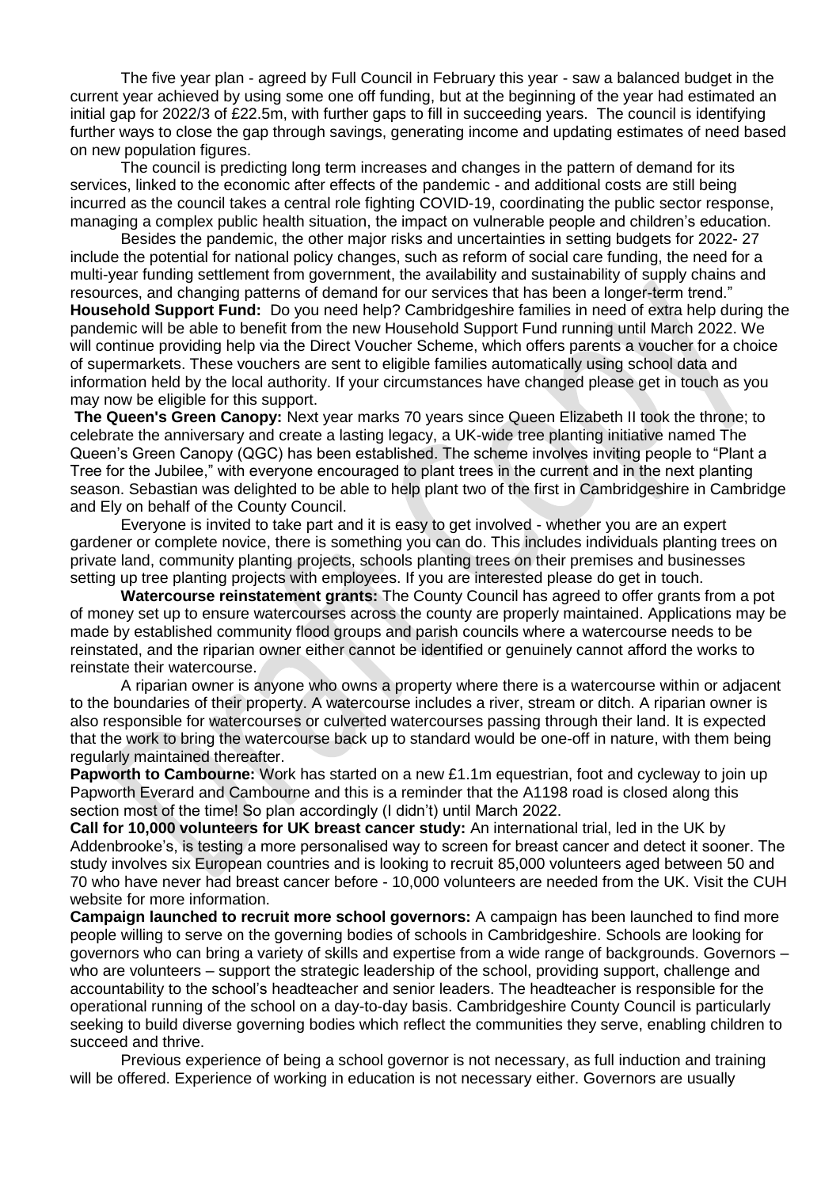The five year plan - agreed by Full Council in February this year - saw a balanced budget in the current year achieved by using some one off funding, but at the beginning of the year had estimated an initial gap for 2022/3 of £22.5m, with further gaps to fill in succeeding years. The council is identifying further ways to close the gap through savings, generating income and updating estimates of need based on new population figures.

The council is predicting long term increases and changes in the pattern of demand for its services, linked to the economic after effects of the pandemic - and additional costs are still being incurred as the council takes a central role fighting COVID-19, coordinating the public sector response, managing a complex public health situation, the impact on vulnerable people and children's education.

Besides the pandemic, the other major risks and uncertainties in setting budgets for 2022- 27 include the potential for national policy changes, such as reform of social care funding, the need for a multi-year funding settlement from government, the availability and sustainability of supply chains and resources, and changing patterns of demand for our services that has been a longer-term trend."

**Household Support Fund:** Do you need help? Cambridgeshire families in need of extra help during the pandemic will be able to benefit from the new Household Support Fund running until March 2022. We will continue providing help via the Direct Voucher Scheme, which offers parents a voucher for a choice of supermarkets. These vouchers are sent to eligible families automatically using school data and information held by the local authority. If your circumstances have changed please get in touch as you may now be eligible for this support.

**The Queen's Green Canopy:** Next year marks 70 years since Queen Elizabeth II took the throne; to celebrate the anniversary and create a lasting legacy, a UK-wide tree planting initiative named The Queen's Green Canopy (QGC) has been established. The scheme involves inviting people to "Plant a Tree for the Jubilee," with everyone encouraged to plant trees in the current and in the next planting season. Sebastian was delighted to be able to help plant two of the first in Cambridgeshire in Cambridge and Ely on behalf of the County Council.

Everyone is invited to take part and it is easy to get involved - whether you are an expert gardener or complete novice, there is something you can do. This includes individuals planting trees on private land, community planting projects, schools planting trees on their premises and businesses setting up tree planting projects with employees. If you are interested please do get in touch.

**Watercourse reinstatement grants:** The County Council has agreed to offer grants from a pot of money set up to ensure watercourses across the county are properly maintained. Applications may be made by established community flood groups and parish councils where a watercourse needs to be reinstated, and the riparian owner either cannot be identified or genuinely cannot afford the works to reinstate their watercourse.

A riparian owner is anyone who owns a property where there is a watercourse within or adjacent to the boundaries of their property. A watercourse includes a river, stream or ditch. A riparian owner is also responsible for watercourses or culverted watercourses passing through their land. It is expected that the work to bring the watercourse back up to standard would be one-off in nature, with them being regularly maintained thereafter.

**Papworth to Cambourne:** Work has started on a new £1.1m equestrian, foot and cycleway to join up Papworth Everard and Cambourne and this is a reminder that the A1198 road is closed along this section most of the time! So plan accordingly (I didn't) until March 2022.

**Call for 10,000 volunteers for UK breast cancer study:** An international trial, led in the UK by Addenbrooke's, is testing a more personalised way to screen for breast cancer and detect it sooner. The study involves six European countries and is looking to recruit 85,000 volunteers aged between 50 and 70 who have never had breast cancer before - 10,000 volunteers are needed from the UK. Visit the CUH website for more information.

**Campaign launched to recruit more school governors:** A campaign has been launched to find more people willing to serve on the governing bodies of schools in Cambridgeshire. Schools are looking for governors who can bring a variety of skills and expertise from a wide range of backgrounds. Governors – who are volunteers – support the strategic leadership of the school, providing support, challenge and accountability to the school's headteacher and senior leaders. The headteacher is responsible for the operational running of the school on a day-to-day basis. Cambridgeshire County Council is particularly seeking to build diverse governing bodies which reflect the communities they serve, enabling children to succeed and thrive.

Previous experience of being a school governor is not necessary, as full induction and training will be offered. Experience of working in education is not necessary either. Governors are usually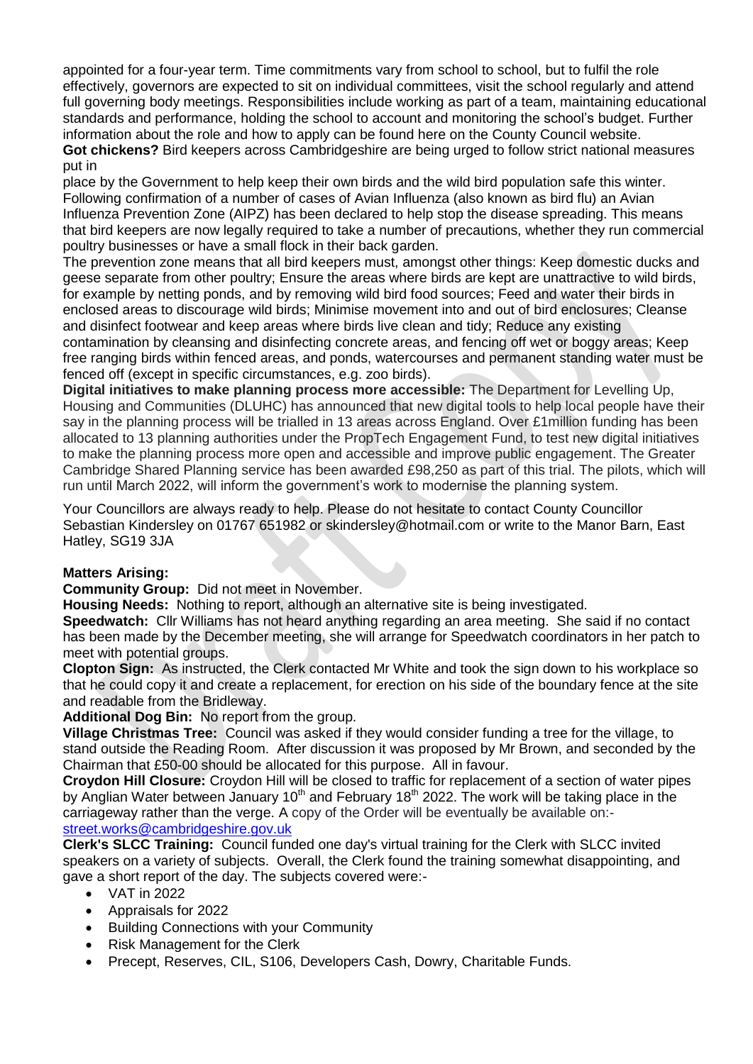appointed for a four-year term. Time commitments vary from school to school, but to fulfil the role effectively, governors are expected to sit on individual committees, visit the school regularly and attend full governing body meetings. Responsibilities include working as part of a team, maintaining educational standards and performance, holding the school to account and monitoring the school's budget. Further information about the role and how to apply can be found here on the County Council website.

**Got chickens?** Bird keepers across Cambridgeshire are being urged to follow strict national measures put in place by the Government to help keep their own birds and the wild bird population safe this winter. Following confirmation of a number of cases of Avian Influenza (also known as bird flu) an Avian Influenza Prevention Zone (AIPZ) has been declared to help stop the disease spreading. This means that bird keepers are now legally required to take a number of precautions, whether they run commercial poultry businesses or have a small flock in their back garden.

The prevention zone means that all bird keepers must, amongst other things: Keep domestic ducks and geese separate from other poultry; Ensure the areas where birds are kept are unattractive to wild birds, for example by netting ponds, and by removing wild bird food sources; Feed and water their birds in enclosed areas to discourage wild birds; Minimise movement into and out of bird enclosures; Cleanse and disinfect footwear and keep areas where birds live clean and tidy; Reduce any existing contamination by cleansing and disinfecting concrete areas, and fencing off wet or boggy areas; Keep free ranging birds within fenced areas, and ponds, watercourses and permanent standing water must be fenced off (except in specific circumstances, e.g. zoo birds).

**Digital initiatives to make planning process more accessible:** The Department for Levelling Up, Housing and Communities (DLUHC) has announced that new digital tools to help local people have their say in the planning process will be trialled in 13 areas across England. Over £1million funding has been allocated to 13 planning authorities under the PropTech Engagement Fund, to test new digital initiatives to make the planning process more open and accessible and improve public engagement. The Greater Cambridge Shared Planning service has been awarded £98,250 as part of this trial. The pilots, which will run until March 2022, will inform the government's work to modernise the planning system.

Your Councillors are always ready to help. Please do not hesitate to contact County Councillor Sebastian Kindersley on 01767 651982 or skindersley@hotmail.com or write to the Manor Barn, East Hatley, SG19 3JA

**Matters Arising:**

**Community Group:** Did not meet in November.

**Housing Needs:** Nothing to report, although an alternative site is being investigated.

**Speedwatch:** Cllr Williams has not heard anything regarding an area meeting. She said if no contact has been made by the December meeting, she will arrange for Speedwatch coordinators in her patch to meet with potential groups.

**Clopton Sign:** As instructed, the Clerk contacted Mr White and took the sign down to his workplace so that he could copy it and create a replacement, for erection on his side of the boundary fence at the site and readable from the Bridleway.

**Additional Dog Bin:** No report from the group.

**Village Christmas Tree:** Council was asked if they would consider funding a tree for the village, to stand outside the Reading Room. After discussion it was proposed by Mr Brown, and seconded by the Chairman that £50-00 should be allocated for this purpose. All in favour.

**Croydon Hill Closure:** Croydon Hill will be closed to traffic for replacement of a section of water pipes by Anglian Water between January 10th and February 18th 2022. The work will be taking place in the carriageway rather than the verge. A copy of the Order will be eventually be available on:- street.works@cambridgeshire.gov.uk

**Clerk's SLCC Training:** Council funded one day's virtual training for the Clerk with SLCC invited speakers on a variety of subjects. Overall, the Clerk found the training somewhat disappointing, and gave a short report of the day. The subjects covered were:-

- VAT in 2022
- Appraisals for 2022
- Building Connections with your Community
- Risk Management for the Clerk
- Precept, Reserves, CIL, S106, Developers Cash, Dowry, Charitable Funds.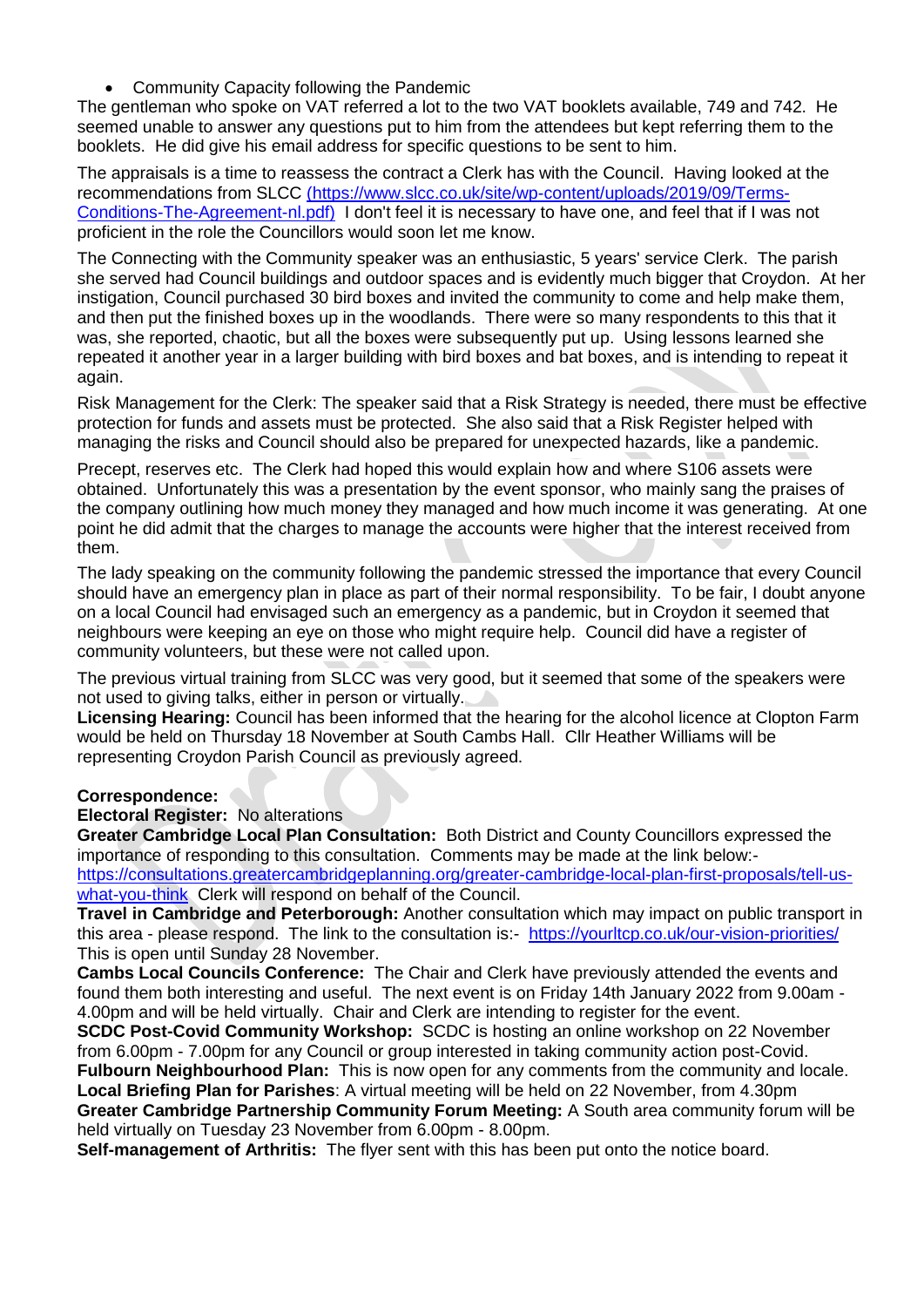- Community Capacity following the Pandemic

The gentleman who spoke on VAT referred a lot to the two VAT booklets available, 749 and 742. He seemed unable to answer any questions put to him from the attendees but kept referring them to the booklets. He did give his email address for specific questions to be sent to him.

The appraisals is a time to reassess the contract a Clerk has with the Council. Having looked at the recommendations from SLCC [(https://www.slcc.co.uk/site/wp-content/uploads/2019/09/Terms-Conditions-The-Agreement-nl.pdf)](https://www.slcc.co.uk/site/wp-content/uploads/2019/09/Terms-Conditions-The-Agreement-nl.pdf) I don't feel it is necessary to have one, and feel that if I was not proficient in the role the Councillors would soon let me know.

The Connecting with the Community speaker was an enthusiastic, 5 years' service Clerk. The parish she served had Council buildings and outdoor spaces and is evidently much bigger that Croydon. At her instigation, Council purchased 30 bird boxes and invited the community to come and help make them, and then put the finished boxes up in the woodlands. There were so many respondents to this that it was, she reported, chaotic, but all the boxes were subsequently put up. Using lessons learned she repeated it another year in a larger building with bird boxes and bat boxes, and is intending to repeat it again.

Risk Management for the Clerk: The speaker said that a Risk Strategy is needed, there must be effective protection for funds and assets must be protected. She also said that a Risk Register helped with managing the risks and Council should also be prepared for unexpected hazards, like a pandemic.

Precept, reserves etc. The Clerk had hoped this would explain how and where S106 assets were obtained. Unfortunately this was a presentation by the event sponsor, who mainly sang the praises of the company outlining how much money they managed and how much income it was generating. At one point he did admit that the charges to manage the accounts were higher that the interest received from them.

The lady speaking on the community following the pandemic stressed the importance that every Council should have an emergency plan in place as part of their normal responsibility. To be fair, I doubt anyone on a local Council had envisaged such an emergency as a pandemic, but in Croydon it seemed that neighbours were keeping an eye on those who might require help. Council did have a register of community volunteers, but these were not called upon.

The previous virtual training from SLCC was very good, but it seemed that some of the speakers were not used to giving talks, either in person or virtually.

**Licensing Hearing:** Council has been informed that the hearing for the alcohol licence at Clopton Farm would be held on Thursday 18 November at South Cambs Hall. Cllr Heather Williams will be representing Croydon Parish Council as previously agreed.

**Correspondence:**

**Electoral Register:** No alterations

**Greater Cambridge Local Plan Consultation:** Both District and County Councillors expressed the importance of responding to this consultation. Comments may be made at the link below:- [https://consultations.greatercambridgeplanning.org/greater-cambridge-local-plan-first-proposals/tell-us-what-you-think](https://consultations.greatercambridgeplanning.org/greater-cambridge-local-plan-first-proposals/tell-us-what-you-think) Clerk will respond on behalf of the Council.

**Travel in Cambridge and Peterborough:** Another consultation which may impact on public transport in this area - please respond. The link to the consultation is:- [https://yourltcp.co.uk/our-vision-priorities/](https://yourltcp.co.uk/our-vision-priorities/) This is open until Sunday 28 November.

**Cambs Local Councils Conference:** The Chair and Clerk have previously attended the events and found them both interesting and useful. The next event is on Friday 14th January 2022 from 9.00am - 4.00pm and will be held virtually. Chair and Clerk are intending to register for the event.

**SCDC Post-Covid Community Workshop:** SCDC is hosting an online workshop on 22 November from 6.00pm - 7.00pm for any Council or group interested in taking community action post-Covid.

**Fulbourn Neighbourhood Plan:** This is now open for any comments from the community and locale.

**Local Briefing Plan for Parishes**: A virtual meeting will be held on 22 November, from 4.30pm

**Greater Cambridge Partnership Community Forum Meeting:** A South area community forum will be held virtually on Tuesday 23 November from 6.00pm - 8.00pm.

**Self-management of Arthritis:** The flyer sent with this has been put onto the notice board.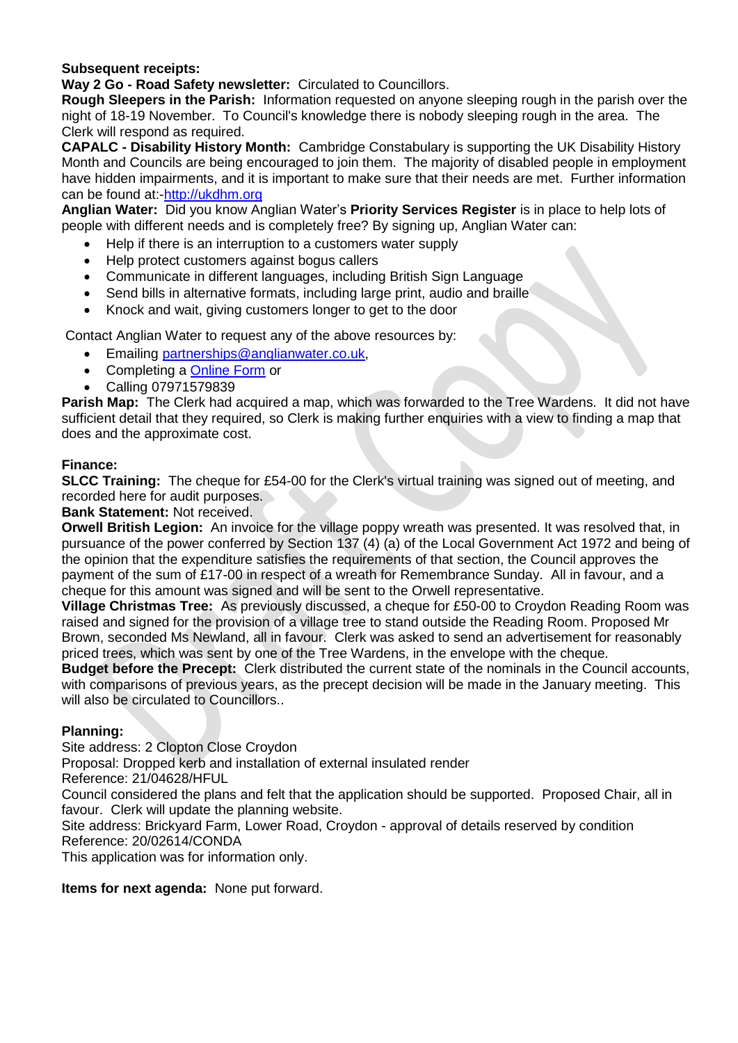**Subsequent receipts:**

**Way 2 Go - Road Safety newsletter:** Circulated to Councillors.

**Road Sleepers in the Parish:** Information requested on anyone sleeping rough in the parish over the night of 18-19 November. To Council's knowledge there is nobody sleeping rough in the area. The Clerk will respond as required.

**CAPALC - Disability History Month:** Cambridge Constabulary is supporting the UK Disability History Month and Councils are being encouraged to join them. The majority of disabled people in employment have hidden impairments, and it is important to make sure that their needs are met. Further information can be found at:-http://ukdhm.org

**Anglian Water:** Did you know Anglian Water's **Priority Services Register** is in place to help lots of people with different needs and is completely free? By signing up, Anglian Water can:

- Help if there is an interruption to a customers water supply
- Help protect customers against bogus callers
- Communicate in different languages, including British Sign Language
- Send bills in alternative formats, including large print, audio and braille
- Knock and wait, giving customers longer to get to the door

Contact Anglian Water to request any of the above resources by:

- Emailing partnerships@anglianwater.co.uk,
- Completing a Online Form or
- Calling 07971579839

**Parish Map:** The Clerk had acquired a map, which was forwarded to the Tree Wardens. It did not have sufficient detail that they required, so Clerk is making further enquiries with a view to finding a map that does and the approximate cost.

**Finance:**

**SLCC Training:** The cheque for £54-00 for the Clerk's virtual training was signed out of meeting, and recorded here for audit purposes.

**Bank Statement:** Not received.

**Orwell British Legion:** An invoice for the village poppy wreath was presented. It was resolved that, in pursuance of the power conferred by Section 137 (4) (a) of the Local Government Act 1972 and being of the opinion that the expenditure satisfies the requirements of that section, the Council approves the payment of the sum of £17-00 in respect of a wreath for Remembrance Sunday. All in favour, and a cheque for this amount was signed and will be sent to the Orwell representative.

**Village Christmas Tree:** As previously discussed, a cheque for £50-00 to Croydon Reading Room was raised and signed for the provision of a village tree to stand outside the Reading Room. Proposed Mr Brown, seconded Ms Newland, all in favour. Clerk was asked to send an advertisement for reasonably priced trees, which was sent by one of the Tree Wardens, in the envelope with the cheque.

**Budget before the Precept:** Clerk distributed the current state of the nominals in the Council accounts, with comparisons of previous years, as the precept decision will be made in the January meeting. This will also be circulated to Councillors..

**Planning:**

Site address: 2 Clopton Close Croydon
Proposal: Dropped kerb and installation of external insulated render
Reference: 21/04628/HFUL
Council considered the plans and felt that the application should be supported. Proposed Chair, all in favour. Clerk will update the planning website.

Site address: Brickyard Farm, Lower Road, Croydon - approval of details reserved by condition
Reference: 20/02614/CONDA
This application was for information only.

**Items for next agenda:** None put forward.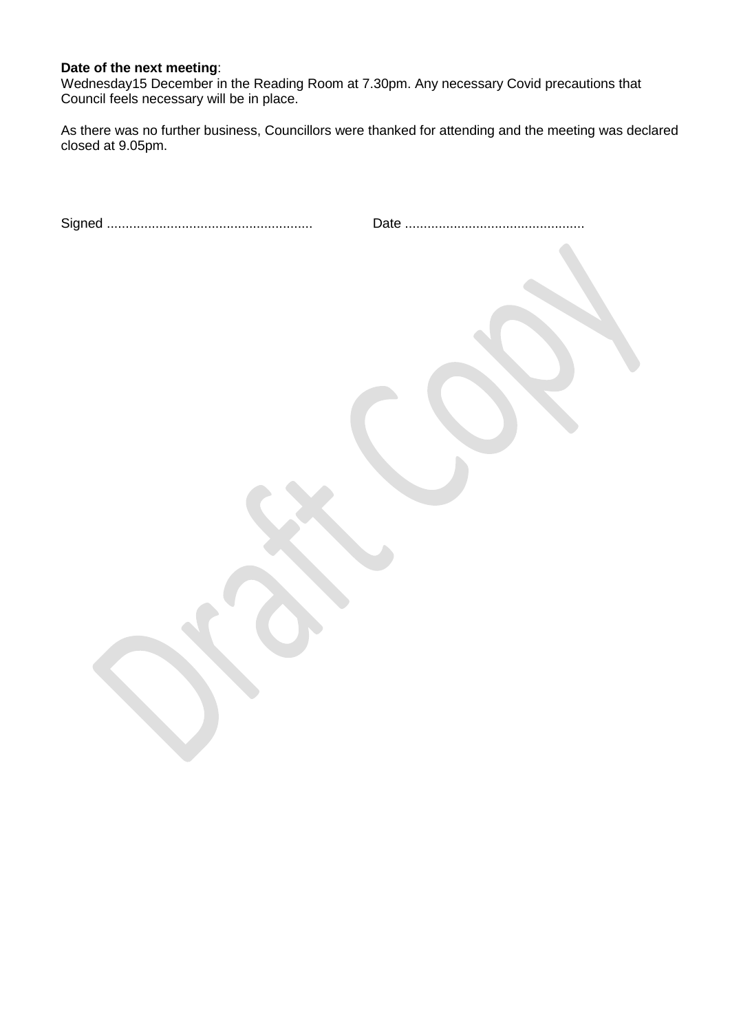**Date of the next meeting**:
Wednesday15 December in the Reading Room at 7.30pm. Any necessary Covid precautions that Council feels necessary will be in place.

As there was no further business, Councillors were thanked for attending and the meeting was declared closed at 9.05pm.

Signed ....................................................... Date ................................................